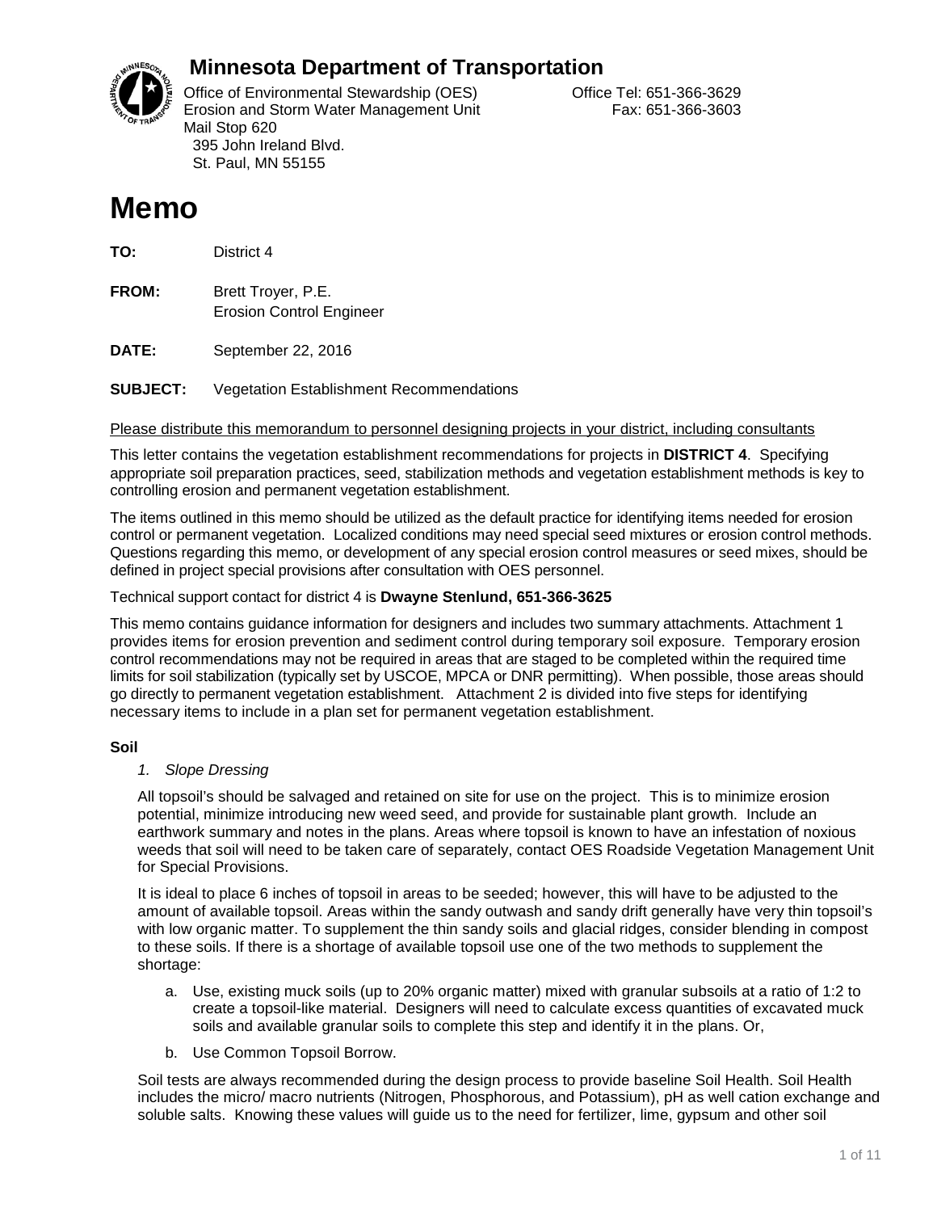## Minnesota Department of Transportation

Office of Environmental Stewardship (OES)  
Erosion and Storm Water Management Unit  
Mail Stop 620  
395 John Ireland Blvd.  
St. Paul, MN 55155

Office Tel: 651-366-3629  
Fax: 651-366-3603

# Memo

**TO:** District 4

**FROM:** Brett Troyer, P.E.  
Erosion Control Engineer

**DATE:** September 22, 2016

**SUBJECT:** Vegetation Establishment Recommendations

<u>Please distribute this memorandum to personnel designing projects in your district, including consultants</u>

This letter contains the vegetation establishment recommendations for projects in **DISTRICT 4**. Specifying appropriate soil preparation practices, seed, stabilization methods and vegetation establishment methods is key to controlling erosion and permanent vegetation establishment.

The items outlined in this memo should be utilized as the default practice for identifying items needed for erosion control or permanent vegetation. Localized conditions may need special seed mixtures or erosion control methods. Questions regarding this memo, or development of any special erosion control measures or seed mixes, should be defined in project special provisions after consultation with OES personnel.

Technical support contact for district 4 is **Dwayne Stenlund, 651-366-3625**

This memo contains guidance information for designers and includes two summary attachments. Attachment 1 provides items for erosion prevention and sediment control during temporary soil exposure. Temporary erosion control recommendations may not be required in areas that are staged to be completed within the required time limits for soil stabilization (typically set by USCOE, MPCA or DNR permitting). When possible, those areas should go directly to permanent vegetation establishment. Attachment 2 is divided into five steps for identifying necessary items to include in a plan set for permanent vegetation establishment.

### Soil

*1. Slope Dressing*

All topsoil's should be salvaged and retained on site for use on the project. This is to minimize erosion potential, minimize introducing new weed seed, and provide for sustainable plant growth. Include an earthwork summary and notes in the plans. Areas where topsoil is known to have an infestation of noxious weeds that soil will need to be taken care of separately, contact OES Roadside Vegetation Management Unit for Special Provisions.

It is ideal to place 6 inches of topsoil in areas to be seeded; however, this will have to be adjusted to the amount of available topsoil. Areas within the sandy outwash and sandy drift generally have very thin topsoil's with low organic matter. To supplement the thin sandy soils and glacial ridges, consider blending in compost to these soils. If there is a shortage of available topsoil use one of the two methods to supplement the shortage:

a. Use, existing muck soils (up to 20% organic matter) mixed with granular subsoils at a ratio of 1:2 to create a topsoil-like material. Designers will need to calculate excess quantities of excavated muck soils and available granular soils to complete this step and identify it in the plans. Or,

b. Use Common Topsoil Borrow.

Soil tests are always recommended during the design process to provide baseline Soil Health. Soil Health includes the micro/ macro nutrients (Nitrogen, Phosphorous, and Potassium), pH as well cation exchange and soluble salts. Knowing these values will guide us to the need for fertilizer, lime, gypsum and other soil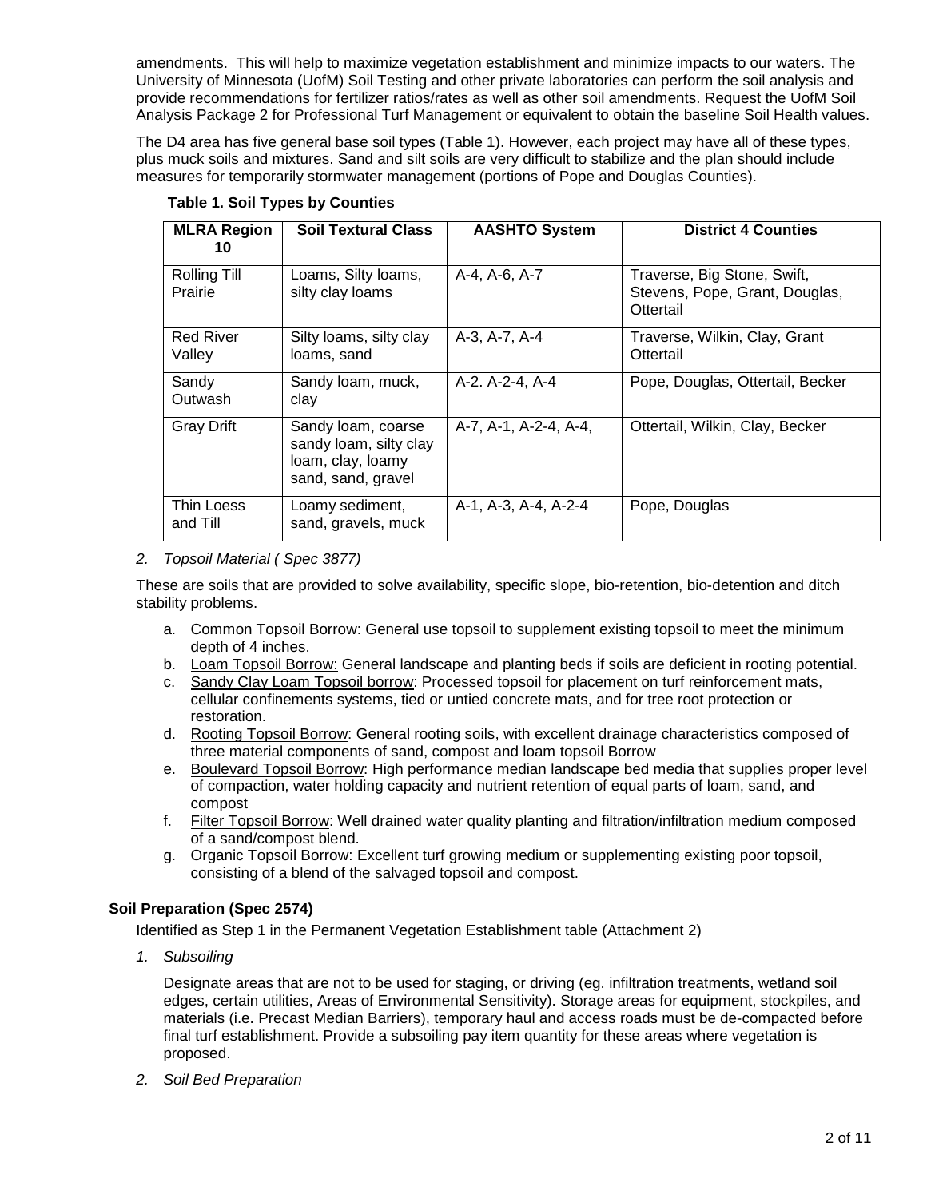amendments. This will help to maximize vegetation establishment and minimize impacts to our waters. The University of Minnesota (UofM) Soil Testing and other private laboratories can perform the soil analysis and provide recommendations for fertilizer ratios/rates as well as other soil amendments. Request the UofM Soil Analysis Package 2 for Professional Turf Management or equivalent to obtain the baseline Soil Health values.

The D4 area has five general base soil types (Table 1). However, each project may have all of these types, plus muck soils and mixtures. Sand and silt soils are very difficult to stabilize and the plan should include measures for temporarily stormwater management (portions of Pope and Douglas Counties).

**Table 1. Soil Types by Counties**

| MLRA Region 10 | Soil Textural Class | AASHTO System | District 4 Counties |
|---|---|---|---|
| Rolling Till Prairie | Loams, Silty loams, silty clay loams | A-4, A-6, A-7 | Traverse, Big Stone, Swift, Stevens, Pope, Grant, Douglas, Ottertail |
| Red River Valley | Silty loams, silty clay loams, sand | A-3, A-7, A-4 | Traverse, Wilkin, Clay, Grant Ottertail |
| Sandy Outwash | Sandy loam, muck, clay | A-2. A-2-4, A-4 | Pope, Douglas, Ottertail, Becker |
| Gray Drift | Sandy loam, coarse sandy loam, silty clay loam, clay, loamy sand, sand, gravel | A-7, A-1, A-2-4, A-4, | Ottertail, Wilkin, Clay, Becker |
| Thin Loess and Till | Loamy sediment, sand, gravels, muck | A-1, A-3, A-4, A-2-4 | Pope, Douglas |

2. *Topsoil Material ( Spec 3877)*

These are soils that are provided to solve availability, specific slope, bio-retention, bio-detention and ditch stability problems.

a. Common Topsoil Borrow: General use topsoil to supplement existing topsoil to meet the minimum depth of 4 inches.
b. Loam Topsoil Borrow: General landscape and planting beds if soils are deficient in rooting potential.
c. Sandy Clay Loam Topsoil borrow: Processed topsoil for placement on turf reinforcement mats, cellular confinements systems, tied or untied concrete mats, and for tree root protection or restoration.
d. Rooting Topsoil Borrow: General rooting soils, with excellent drainage characteristics composed of three material components of sand, compost and loam topsoil Borrow
e. Boulevard Topsoil Borrow: High performance median landscape bed media that supplies proper level of compaction, water holding capacity and nutrient retention of equal parts of loam, sand, and compost
f. Filter Topsoil Borrow: Well drained water quality planting and filtration/infiltration medium composed of a sand/compost blend.
g. Organic Topsoil Borrow: Excellent turf growing medium or supplementing existing poor topsoil, consisting of a blend of the salvaged topsoil and compost.

## Soil Preparation (Spec 2574)

Identified as Step 1 in the Permanent Vegetation Establishment table (Attachment 2)

1. *Subsoiling*

Designate areas that are not to be used for staging, or driving (eg. infiltration treatments, wetland soil edges, certain utilities, Areas of Environmental Sensitivity). Storage areas for equipment, stockpiles, and materials (i.e. Precast Median Barriers), temporary haul and access roads must be de-compacted before final turf establishment. Provide a subsoiling pay item quantity for these areas where vegetation is proposed.

2. *Soil Bed Preparation*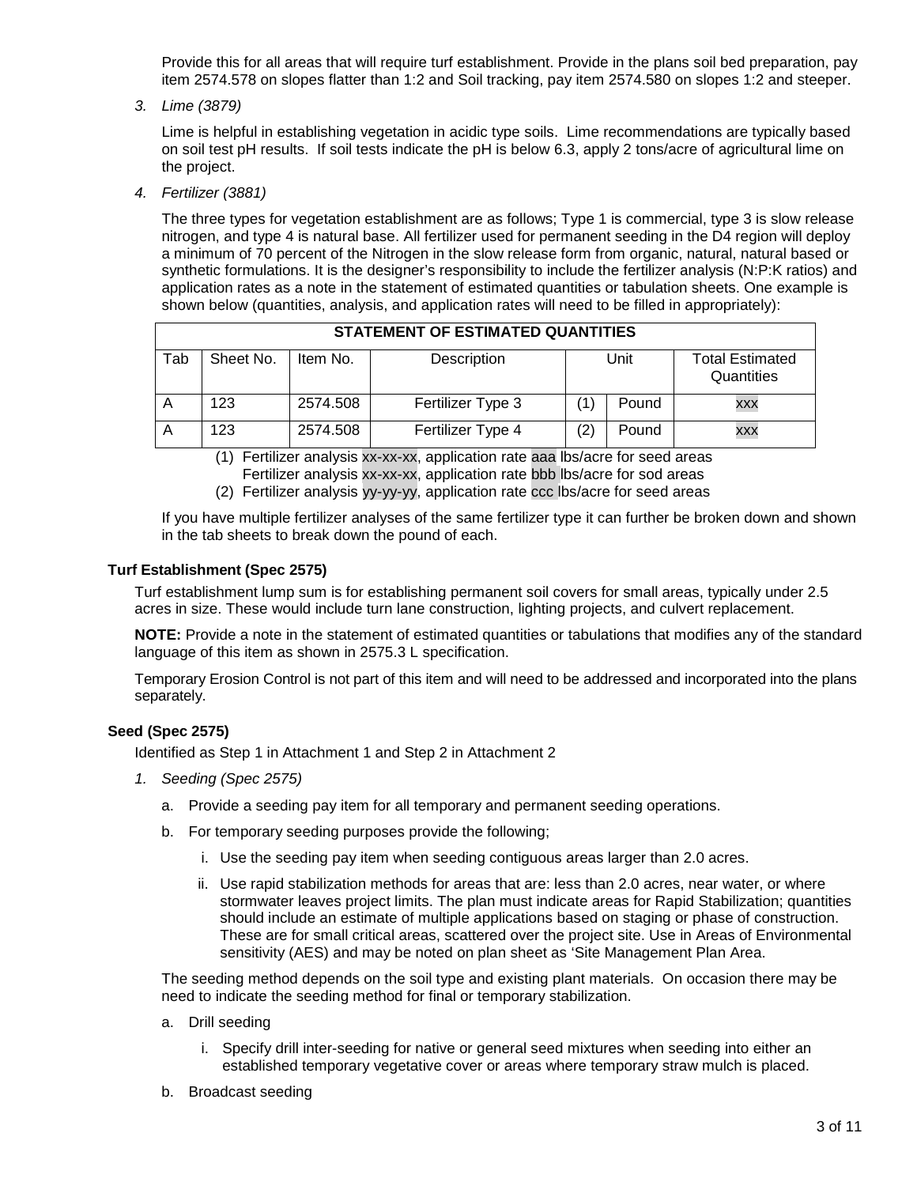Provide this for all areas that will require turf establishment. Provide in the plans soil bed preparation, pay item 2574.578 on slopes flatter than 1:2 and Soil tracking, pay item 2574.580 on slopes 1:2 and steeper.

3. *Lime (3879)*

   Lime is helpful in establishing vegetation in acidic type soils. Lime recommendations are typically based on soil test pH results. If soil tests indicate the pH is below 6.3, apply 2 tons/acre of agricultural lime on the project.

4. *Fertilizer (3881)*

   The three types for vegetation establishment are as follows; Type 1 is commercial, type 3 is slow release nitrogen, and type 4 is natural base. All fertilizer used for permanent seeding in the D4 region will deploy a minimum of 70 percent of the Nitrogen in the slow release form from organic, natural, natural based or synthetic formulations. It is the designer's responsibility to include the fertilizer analysis (N:P:K ratios) and application rates as a note in the statement of estimated quantities or tabulation sheets. One example is shown below (quantities, analysis, and application rates will need to be filled in appropriately):

| STATEMENT OF ESTIMATED QUANTITIES | | | | | | |
|---|---|---|---|---|---|---|
| Tab | Sheet No. | Item No. | Description | Unit | | Total Estimated Quantities |
| A | 123 | 2574.508 | Fertilizer Type 3 | (1) | Pound | xxx |
| A | 123 | 2574.508 | Fertilizer Type 4 | (2) | Pound | xxx |

(1) Fertilizer analysis xx-xx-xx, application rate aaa lbs/acre for seed areas
    Fertilizer analysis xx-xx-xx, application rate bbb lbs/acre for sod areas
(2) Fertilizer analysis yy-yy-yy, application rate ccc lbs/acre for seed areas

If you have multiple fertilizer analyses of the same fertilizer type it can further be broken down and shown in the tab sheets to break down the pound of each.

**Turf Establishment (Spec 2575)**

Turf establishment lump sum is for establishing permanent soil covers for small areas, typically under 2.5 acres in size. These would include turn lane construction, lighting projects, and culvert replacement.

**NOTE:** Provide a note in the statement of estimated quantities or tabulations that modifies any of the standard language of this item as shown in 2575.3 L specification.

Temporary Erosion Control is not part of this item and will need to be addressed and incorporated into the plans separately.

**Seed (Spec 2575)**

Identified as Step 1 in Attachment 1 and Step 2 in Attachment 2

1. *Seeding (Spec 2575)*

   a. Provide a seeding pay item for all temporary and permanent seeding operations.

   b. For temporary seeding purposes provide the following;

      i. Use the seeding pay item when seeding contiguous areas larger than 2.0 acres.

      ii. Use rapid stabilization methods for areas that are: less than 2.0 acres, near water, or where stormwater leaves project limits. The plan must indicate areas for Rapid Stabilization; quantities should include an estimate of multiple applications based on staging or phase of construction. These are for small critical areas, scattered over the project site. Use in Areas of Environmental sensitivity (AES) and may be noted on plan sheet as 'Site Management Plan Area.

   The seeding method depends on the soil type and existing plant materials. On occasion there may be need to indicate the seeding method for final or temporary stabilization.

   a. Drill seeding

      i. Specify drill inter-seeding for native or general seed mixtures when seeding into either an established temporary vegetative cover or areas where temporary straw mulch is placed.

   b. Broadcast seeding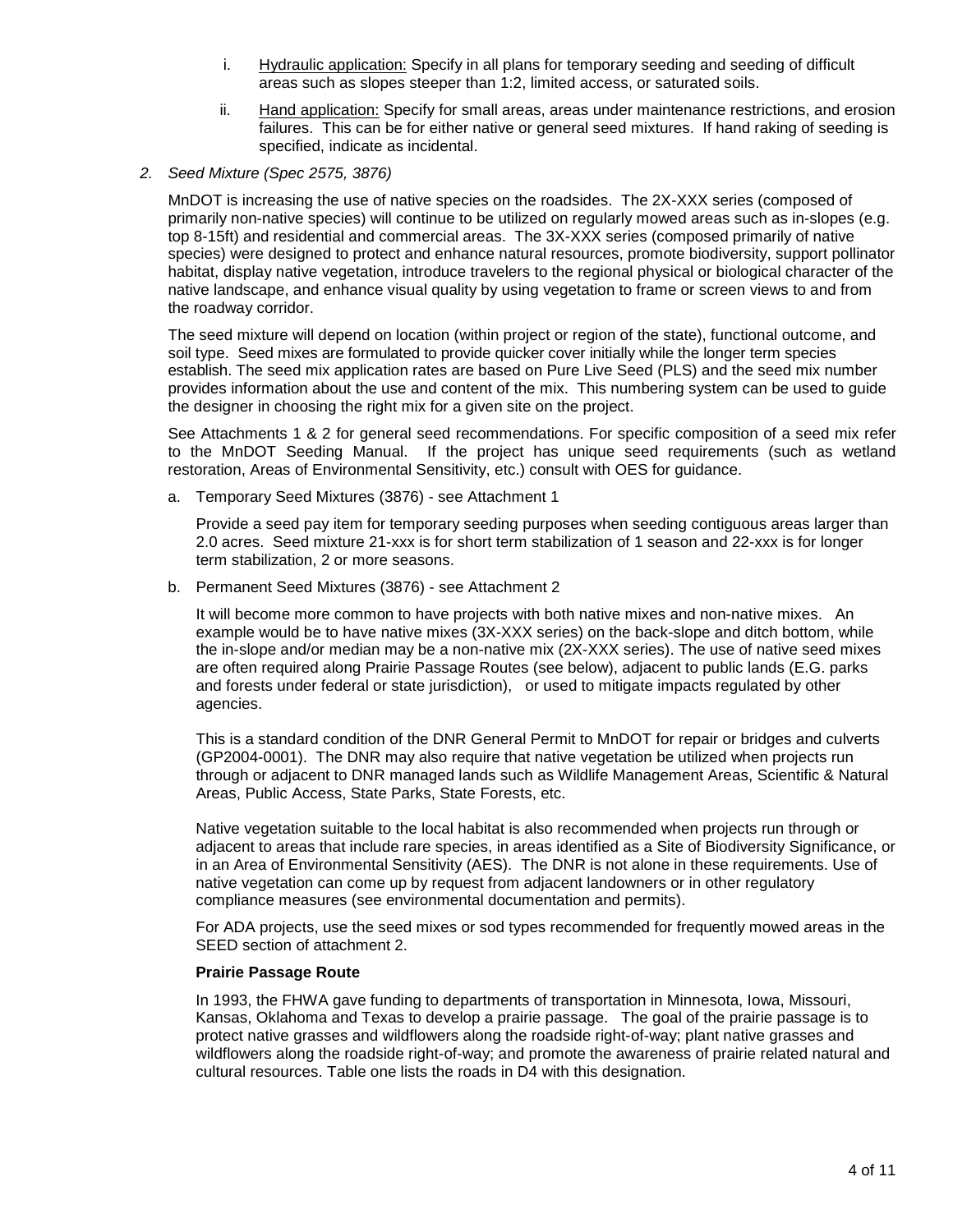i. Hydraulic application: Specify in all plans for temporary seeding and seeding of difficult areas such as slopes steeper than 1:2, limited access, or saturated soils.

   ii. Hand application: Specify for small areas, areas under maintenance restrictions, and erosion failures. This can be for either native or general seed mixtures. If hand raking of seeding is specified, indicate as incidental.

*2. Seed Mixture (Spec 2575, 3876)*

MnDOT is increasing the use of native species on the roadsides. The 2X-XXX series (composed of primarily non-native species) will continue to be utilized on regularly mowed areas such as in-slopes (e.g. top 8-15ft) and residential and commercial areas. The 3X-XXX series (composed primarily of native species) were designed to protect and enhance natural resources, promote biodiversity, support pollinator habitat, display native vegetation, introduce travelers to the regional physical or biological character of the native landscape, and enhance visual quality by using vegetation to frame or screen views to and from the roadway corridor.

The seed mixture will depend on location (within project or region of the state), functional outcome, and soil type. Seed mixes are formulated to provide quicker cover initially while the longer term species establish. The seed mix application rates are based on Pure Live Seed (PLS) and the seed mix number provides information about the use and content of the mix. This numbering system can be used to guide the designer in choosing the right mix for a given site on the project.

See Attachments 1 & 2 for general seed recommendations. For specific composition of a seed mix refer to the MnDOT Seeding Manual. If the project has unique seed requirements (such as wetland restoration, Areas of Environmental Sensitivity, etc.) consult with OES for guidance.

a. Temporary Seed Mixtures (3876) - see Attachment 1

   Provide a seed pay item for temporary seeding purposes when seeding contiguous areas larger than 2.0 acres. Seed mixture 21-xxx is for short term stabilization of 1 season and 22-xxx is for longer term stabilization, 2 or more seasons.

b. Permanent Seed Mixtures (3876) - see Attachment 2

   It will become more common to have projects with both native mixes and non-native mixes. An example would be to have native mixes (3X-XXX series) on the back-slope and ditch bottom, while the in-slope and/or median may be a non-native mix (2X-XXX series). The use of native seed mixes are often required along Prairie Passage Routes (see below), adjacent to public lands (E.G. parks and forests under federal or state jurisdiction), or used to mitigate impacts regulated by other agencies.

   This is a standard condition of the DNR General Permit to MnDOT for repair or bridges and culverts (GP2004-0001). The DNR may also require that native vegetation be utilized when projects run through or adjacent to DNR managed lands such as Wildlife Management Areas, Scientific & Natural Areas, Public Access, State Parks, State Forests, etc.

   Native vegetation suitable to the local habitat is also recommended when projects run through or adjacent to areas that include rare species, in areas identified as a Site of Biodiversity Significance, or in an Area of Environmental Sensitivity (AES). The DNR is not alone in these requirements. Use of native vegetation can come up by request from adjacent landowners or in other regulatory compliance measures (see environmental documentation and permits).

   For ADA projects, use the seed mixes or sod types recommended for frequently mowed areas in the SEED section of attachment 2.

   **Prairie Passage Route**

   In 1993, the FHWA gave funding to departments of transportation in Minnesota, Iowa, Missouri, Kansas, Oklahoma and Texas to develop a prairie passage. The goal of the prairie passage is to protect native grasses and wildflowers along the roadside right-of-way; plant native grasses and wildflowers along the roadside right-of-way; and promote the awareness of prairie related natural and cultural resources. Table one lists the roads in D4 with this designation.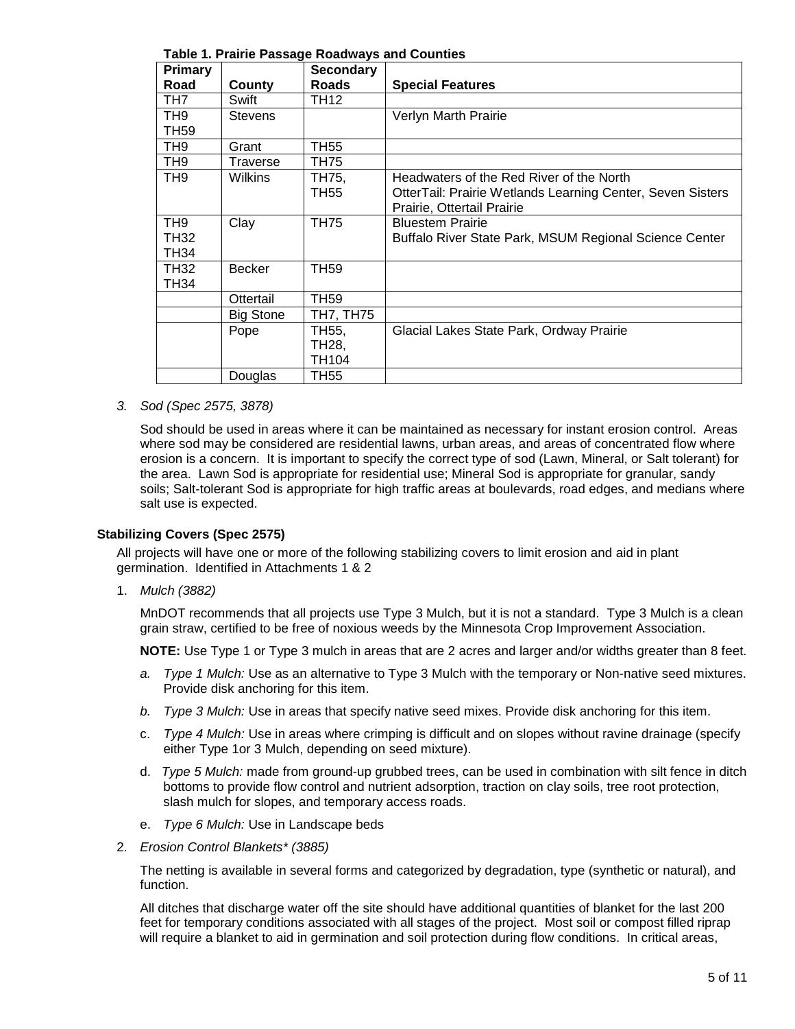**Table 1. Prairie Passage Roadways and Counties**

| Primary Road | County | Secondary Roads | Special Features |
|---|---|---|---|
| TH7 | Swift | TH12 | |
| TH9<br>TH59 | Stevens | | Verlyn Marth Prairie |
| TH9 | Grant | TH55 | |
| TH9 | Traverse | TH75 | |
| TH9 | Wilkins | TH75,<br>TH55 | Headwaters of the Red River of the North<br>OtterTail: Prairie Wetlands Learning Center, Seven Sisters Prairie, Ottertail Prairie |
| TH9<br>TH32<br>TH34 | Clay | TH75 | Bluestem Prairie<br>Buffalo River State Park, MSUM Regional Science Center |
| TH32<br>TH34 | Becker | TH59 | |
| | Ottertail | TH59 | |
| | Big Stone | TH7, TH75 | |
| | Pope | TH55,<br>TH28,<br>TH104 | Glacial Lakes State Park, Ordway Prairie |
| | Douglas | TH55 | |

3. *Sod (Spec 2575, 3878)*

   Sod should be used in areas where it can be maintained as necessary for instant erosion control. Areas where sod may be considered are residential lawns, urban areas, and areas of concentrated flow where erosion is a concern. It is important to specify the correct type of sod (Lawn, Mineral, or Salt tolerant) for the area. Lawn Sod is appropriate for residential use; Mineral Sod is appropriate for granular, sandy soils; Salt-tolerant Sod is appropriate for high traffic areas at boulevards, road edges, and medians where salt use is expected.

### Stabilizing Covers (Spec 2575)

All projects will have one or more of the following stabilizing covers to limit erosion and aid in plant germination. Identified in Attachments 1 & 2

1. *Mulch (3882)*

   MnDOT recommends that all projects use Type 3 Mulch, but it is not a standard. Type 3 Mulch is a clean grain straw, certified to be free of noxious weeds by the Minnesota Crop Improvement Association.

   **NOTE:** Use Type 1 or Type 3 mulch in areas that are 2 acres and larger and/or widths greater than 8 feet.

   a. *Type 1 Mulch:* Use as an alternative to Type 3 Mulch with the temporary or Non-native seed mixtures. Provide disk anchoring for this item.

   b. *Type 3 Mulch:* Use in areas that specify native seed mixes. Provide disk anchoring for this item.

   c. *Type 4 Mulch:* Use in areas where crimping is difficult and on slopes without ravine drainage (specify either Type 1or 3 Mulch, depending on seed mixture).

   d. *Type 5 Mulch:* made from ground-up grubbed trees, can be used in combination with silt fence in ditch bottoms to provide flow control and nutrient adsorption, traction on clay soils, tree root protection, slash mulch for slopes, and temporary access roads.

   e. *Type 6 Mulch:* Use in Landscape beds

2. *Erosion Control Blankets* (3885)*

   The netting is available in several forms and categorized by degradation, type (synthetic or natural), and function.

   All ditches that discharge water off the site should have additional quantities of blanket for the last 200 feet for temporary conditions associated with all stages of the project. Most soil or compost filled riprap will require a blanket to aid in germination and soil protection during flow conditions. In critical areas,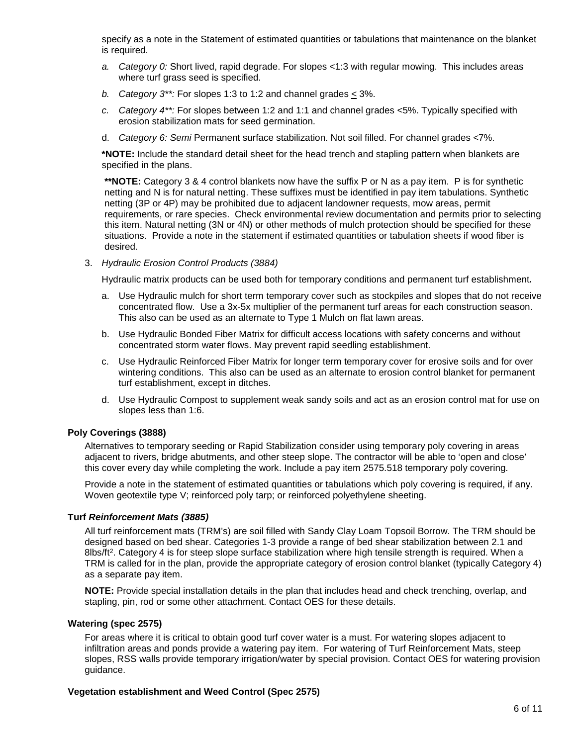specify as a note in the Statement of estimated quantities or tabulations that maintenance on the blanket is required.

a. *Category 0:* Short lived, rapid degrade. For slopes <1:3 with regular mowing. This includes areas where turf grass seed is specified.

b. *Category 3**:* For slopes 1:3 to 1:2 and channel grades ≤ 3%.

c. *Category 4**:* For slopes between 1:2 and 1:1 and channel grades <5%. Typically specified with erosion stabilization mats for seed germination.

d. *Category 6: Semi* Permanent surface stabilization. Not soil filled. For channel grades <7%.

**\*NOTE:** Include the standard detail sheet for the head trench and stapling pattern when blankets are specified in the plans.

**\*\*NOTE:** Category 3 & 4 control blankets now have the suffix P or N as a pay item. P is for synthetic netting and N is for natural netting. These suffixes must be identified in pay item tabulations. Synthetic netting (3P or 4P) may be prohibited due to adjacent landowner requests, mow areas, permit requirements, or rare species. Check environmental review documentation and permits prior to selecting this item. Natural netting (3N or 4N) or other methods of mulch protection should be specified for these situations. Provide a note in the statement if estimated quantities or tabulation sheets if wood fiber is desired.

3. *Hydraulic Erosion Control Products (3884)*

Hydraulic matrix products can be used both for temporary conditions and permanent turf establishment***.***

a. Use Hydraulic mulch for short term temporary cover such as stockpiles and slopes that do not receive concentrated flow. Use a 3x-5x multiplier of the permanent turf areas for each construction season. This also can be used as an alternate to Type 1 Mulch on flat lawn areas.

b. Use Hydraulic Bonded Fiber Matrix for difficult access locations with safety concerns and without concentrated storm water flows. May prevent rapid seedling establishment.

c. Use Hydraulic Reinforced Fiber Matrix for longer term temporary cover for erosive soils and for over wintering conditions. This also can be used as an alternate to erosion control blanket for permanent turf establishment, except in ditches.

d. Use Hydraulic Compost to supplement weak sandy soils and act as an erosion control mat for use on slopes less than 1:6.

**Poly Coverings (3888)**

Alternatives to temporary seeding or Rapid Stabilization consider using temporary poly covering in areas adjacent to rivers, bridge abutments, and other steep slope. The contractor will be able to 'open and close' this cover every day while completing the work. Include a pay item 2575.518 temporary poly covering.

Provide a note in the statement of estimated quantities or tabulations which poly covering is required, if any. Woven geotextile type V; reinforced poly tarp; or reinforced polyethylene sheeting.

**Turf *Reinforcement Mats (3885)***

All turf reinforcement mats (TRM's) are soil filled with Sandy Clay Loam Topsoil Borrow. The TRM should be designed based on bed shear. Categories 1-3 provide a range of bed shear stabilization between 2.1 and 8lbs/ft$^2$. Category 4 is for steep slope surface stabilization where high tensile strength is required. When a TRM is called for in the plan, provide the appropriate category of erosion control blanket (typically Category 4) as a separate pay item.

**NOTE:** Provide special installation details in the plan that includes head and check trenching, overlap, and stapling, pin, rod or some other attachment. Contact OES for these details.

**Watering (spec 2575)**

For areas where it is critical to obtain good turf cover water is a must. For watering slopes adjacent to infiltration areas and ponds provide a watering pay item. For watering of Turf Reinforcement Mats, steep slopes, RSS walls provide temporary irrigation/water by special provision. Contact OES for watering provision guidance.

**Vegetation establishment and Weed Control (Spec 2575)**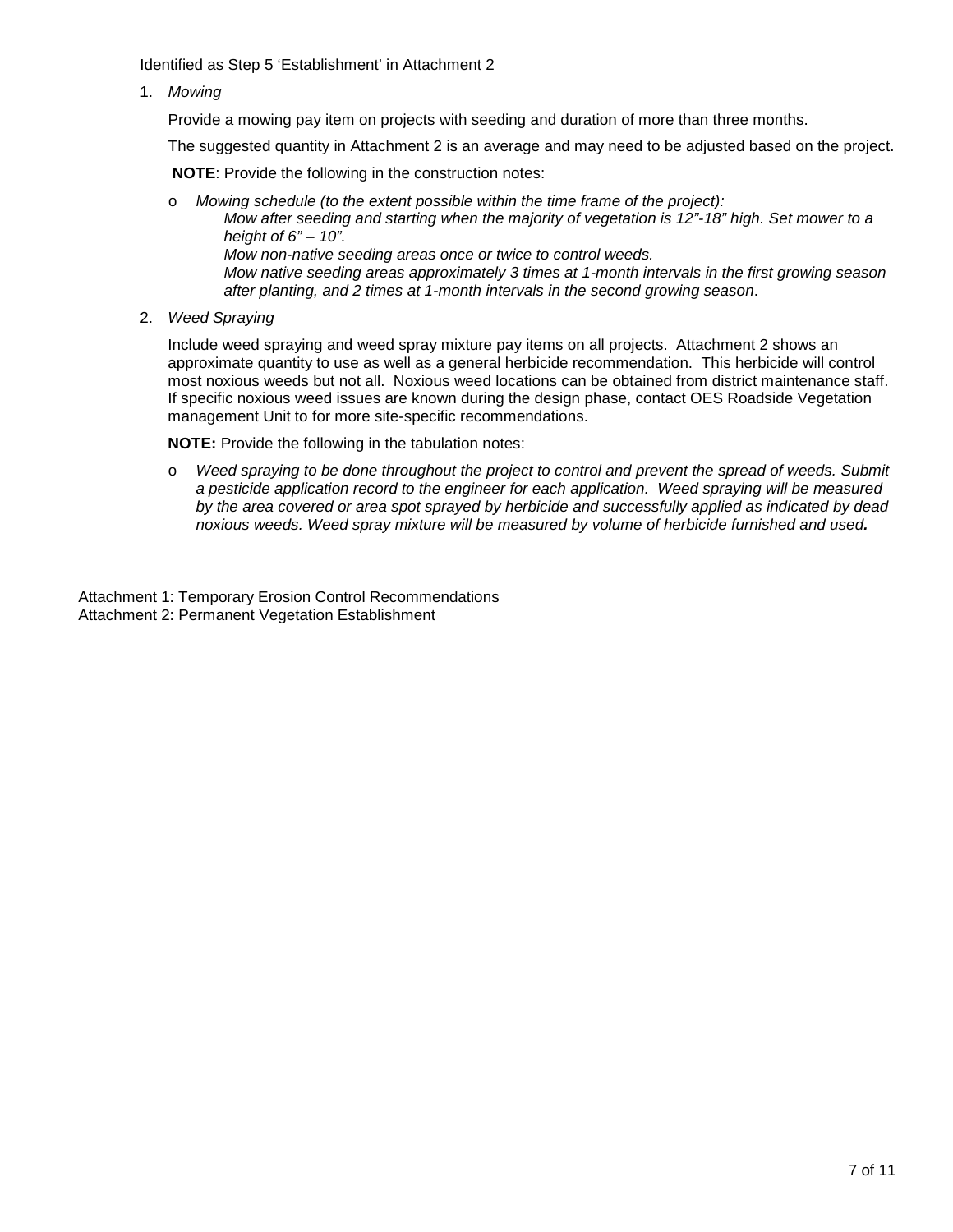Identified as Step 5 'Establishment' in Attachment 2

1. *Mowing*

   Provide a mowing pay item on projects with seeding and duration of more than three months.

   The suggested quantity in Attachment 2 is an average and may need to be adjusted based on the project.

   **NOTE**: Provide the following in the construction notes:

   - *Mowing schedule (to the extent possible within the time frame of the project):*
     *Mow after seeding and starting when the majority of vegetation is 12"-18" high. Set mower to a height of 6" – 10".*
     *Mow non-native seeding areas once or twice to control weeds.*
     *Mow native seeding areas approximately 3 times at 1-month intervals in the first growing season after planting, and 2 times at 1-month intervals in the second growing season*.

2. *Weed Spraying*

   Include weed spraying and weed spray mixture pay items on all projects. Attachment 2 shows an approximate quantity to use as well as a general herbicide recommendation. This herbicide will control most noxious weeds but not all. Noxious weed locations can be obtained from district maintenance staff. If specific noxious weed issues are known during the design phase, contact OES Roadside Vegetation management Unit to for more site-specific recommendations.

   **NOTE:** Provide the following in the tabulation notes:

   - *Weed spraying to be done throughout the project to control and prevent the spread of weeds. Submit a pesticide application record to the engineer for each application. Weed spraying will be measured by the area covered or area spot sprayed by herbicide and successfully applied as indicated by dead noxious weeds. Weed spray mixture will be measured by volume of herbicide furnished and used.*

Attachment 1: Temporary Erosion Control Recommendations
Attachment 2: Permanent Vegetation Establishment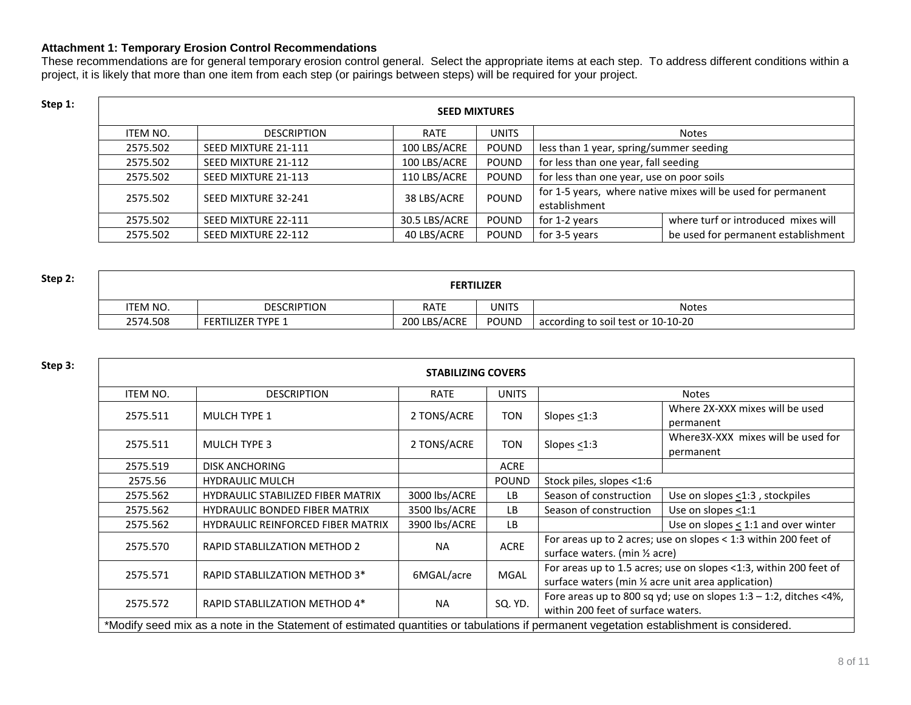**Attachment 1: Temporary Erosion Control Recommendations**

These recommendations are for general temporary erosion control general. Select the appropriate items at each step. To address different conditions within a project, it is likely that more than one item from each step (or pairings between steps) will be required for your project.

**Step 1:**

| SEED MIXTURES | | | | | |
|---|---|---|---|---|---|
| ITEM NO. | DESCRIPTION | RATE | UNITS | Notes | |
| 2575.502 | SEED MIXTURE 21-111 | 100 LBS/ACRE | POUND | less than 1 year, spring/summer seeding | |
| 2575.502 | SEED MIXTURE 21-112 | 100 LBS/ACRE | POUND | for less than one year, fall seeding | |
| 2575.502 | SEED MIXTURE 21-113 | 110 LBS/ACRE | POUND | for less than one year, use on poor soils | |
| 2575.502 | SEED MIXTURE 32-241 | 38 LBS/ACRE | POUND | for 1-5 years, where native mixes will be used for permanent establishment | |
| 2575.502 | SEED MIXTURE 22-111 | 30.5 LBS/ACRE | POUND | for 1-2 years | where turf or introduced mixes will be used for permanent establishment |
| 2575.502 | SEED MIXTURE 22-112 | 40 LBS/ACRE | POUND | for 3-5 years | |

**Step 2:**

| FERTILIZER | | | | |
|---|---|---|---|---|
| ITEM NO. | DESCRIPTION | RATE | UNITS | Notes |
| 2574.508 | FERTILIZER TYPE 1 | 200 LBS/ACRE | POUND | according to soil test or 10-10-20 |

**Step 3:**

| STABILIZING COVERS | | | | | |
|---|---|---|---|---|---|
| ITEM NO. | DESCRIPTION | RATE | UNITS | Notes | |
| 2575.511 | MULCH TYPE 1 | 2 TONS/ACRE | TON | Slopes <u><</u>1:3 | Where 2X-XXX mixes will be used permanent |
| 2575.511 | MULCH TYPE 3 | 2 TONS/ACRE | TON | Slopes <u><</u>1:3 | Where3X-XXX mixes will be used for permanent |
| 2575.519 | DISK ANCHORING | | ACRE | | |
| 2575.56 | HYDRAULIC MULCH | | POUND | Stock piles, slopes <1:6 | |
| 2575.562 | HYDRAULIC STABILIZED FIBER MATRIX | 3000 lbs/ACRE | LB | Season of construction | Use on slopes <u><</u>1:3 , stockpiles |
| 2575.562 | HYDRAULIC BONDED FIBER MATRIX | 3500 lbs/ACRE | LB | Season of construction | Use on slopes <u><</u>1:1 |
| 2575.562 | HYDRAULIC REINFORCED FIBER MATRIX | 3900 lbs/ACRE | LB | | Use on slopes <u><</u> 1:1 and over winter |
| 2575.570 | RAPID STABLILZATION METHOD 2 | NA | ACRE | For areas up to 2 acres; use on slopes < 1:3 within 200 feet of surface waters. (min ½ acre) | |
| 2575.571 | RAPID STABLILZATION METHOD 3* | 6MGAL/acre | MGAL | For areas up to 1.5 acres; use on slopes <1:3, within 200 feet of surface waters (min ½ acre unit area application) | |
| 2575.572 | RAPID STABLILZATION METHOD 4* | NA | SQ. YD. | Fore areas up to 800 sq yd; use on slopes 1:3 – 1:2, ditches <4%, within 200 feet of surface waters. | |

*Modify seed mix as a note in the Statement of estimated quantities or tabulations if permanent vegetation establishment is considered.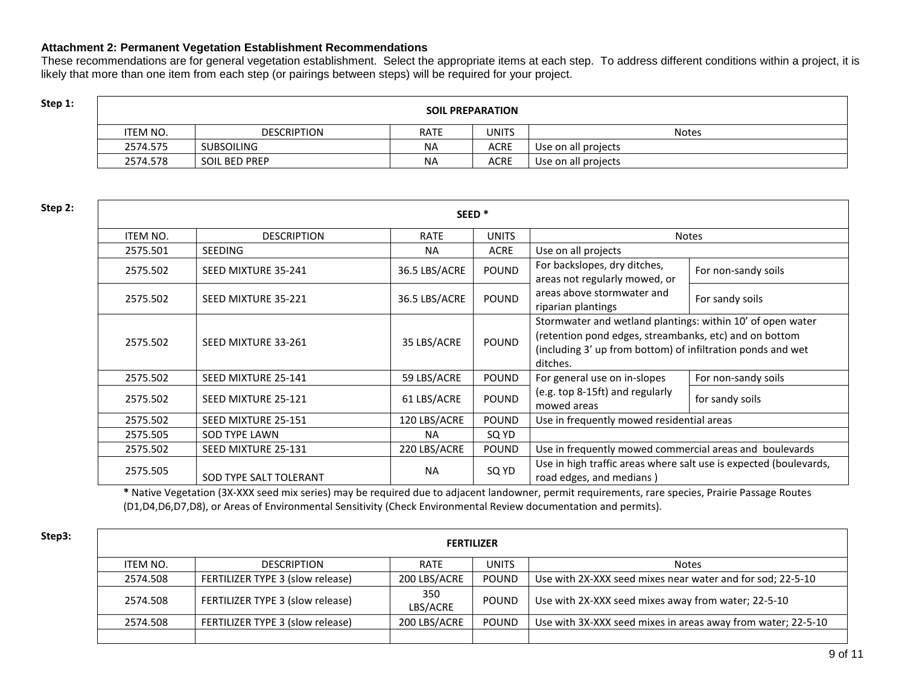**Attachment 2: Permanent Vegetation Establishment Recommendations**

These recommendations are for general vegetation establishment. Select the appropriate items at each step. To address different conditions within a project, it is likely that more than one item from each step (or pairings between steps) will be required for your project.

**Step 1:**

| SOIL PREPARATION | | | | |
|---|---|---|---|---|
| ITEM NO. | DESCRIPTION | RATE | UNITS | Notes |
| 2574.575 | SUBSOILING | NA | ACRE | Use on all projects |
| 2574.578 | SOIL BED PREP | NA | ACRE | Use on all projects |

**Step 2:**

| SEED * | | | | | |
|---|---|---|---|---|---|
| ITEM NO. | DESCRIPTION | RATE | UNITS | Notes | |
| 2575.501 | SEEDING | NA | ACRE | Use on all projects | |
| 2575.502 | SEED MIXTURE 35-241 | 36.5 LBS/ACRE | POUND | For backslopes, dry ditches, areas not regularly mowed, or areas above stormwater and riparian plantings | For non-sandy soils |
| 2575.502 | SEED MIXTURE 35-221 | 36.5 LBS/ACRE | POUND | | For sandy soils |
| 2575.502 | SEED MIXTURE 33-261 | 35 LBS/ACRE | POUND | Stormwater and wetland plantings: within 10' of open water (retention pond edges, streambanks, etc) and on bottom (including 3' up from bottom) of infiltration ponds and wet ditches. | |
| 2575.502 | SEED MIXTURE 25-141 | 59 LBS/ACRE | POUND | For general use on in-slopes (e.g. top 8-15ft) and regularly mowed areas | For non-sandy soils |
| 2575.502 | SEED MIXTURE 25-121 | 61 LBS/ACRE | POUND | | for sandy soils |
| 2575.502 | SEED MIXTURE 25-151 | 120 LBS/ACRE | POUND | Use in frequently mowed residential areas | |
| 2575.505 | SOD TYPE LAWN | NA | SQ YD | | |
| 2575.502 | SEED MIXTURE 25-131 | 220 LBS/ACRE | POUND | Use in frequently mowed commercial areas and boulevards | |
| 2575.505 | SOD TYPE SALT TOLERANT | NA | SQ YD | Use in high traffic areas where salt use is expected (boulevards, road edges, and medians ) | |

**\*** Native Vegetation (3X-XXX seed mix series) may be required due to adjacent landowner, permit requirements, rare species, Prairie Passage Routes (D1,D4,D6,D7,D8), or Areas of Environmental Sensitivity (Check Environmental Review documentation and permits).

**Step3:**

| FERTILIZER | | | | |
|---|---|---|---|---|
| ITEM NO. | DESCRIPTION | RATE | UNITS | Notes |
| 2574.508 | FERTILIZER TYPE 3 (slow release) | 200 LBS/ACRE | POUND | Use with 2X-XXX seed mixes near water and for sod; 22-5-10 |
| 2574.508 | FERTILIZER TYPE 3 (slow release) | 350 LBS/ACRE | POUND | Use with 2X-XXX seed mixes away from water; 22-5-10 |
| 2574.508 | FERTILIZER TYPE 3 (slow release) | 200 LBS/ACRE | POUND | Use with 3X-XXX seed mixes in areas away from water; 22-5-10 |
| | | | | |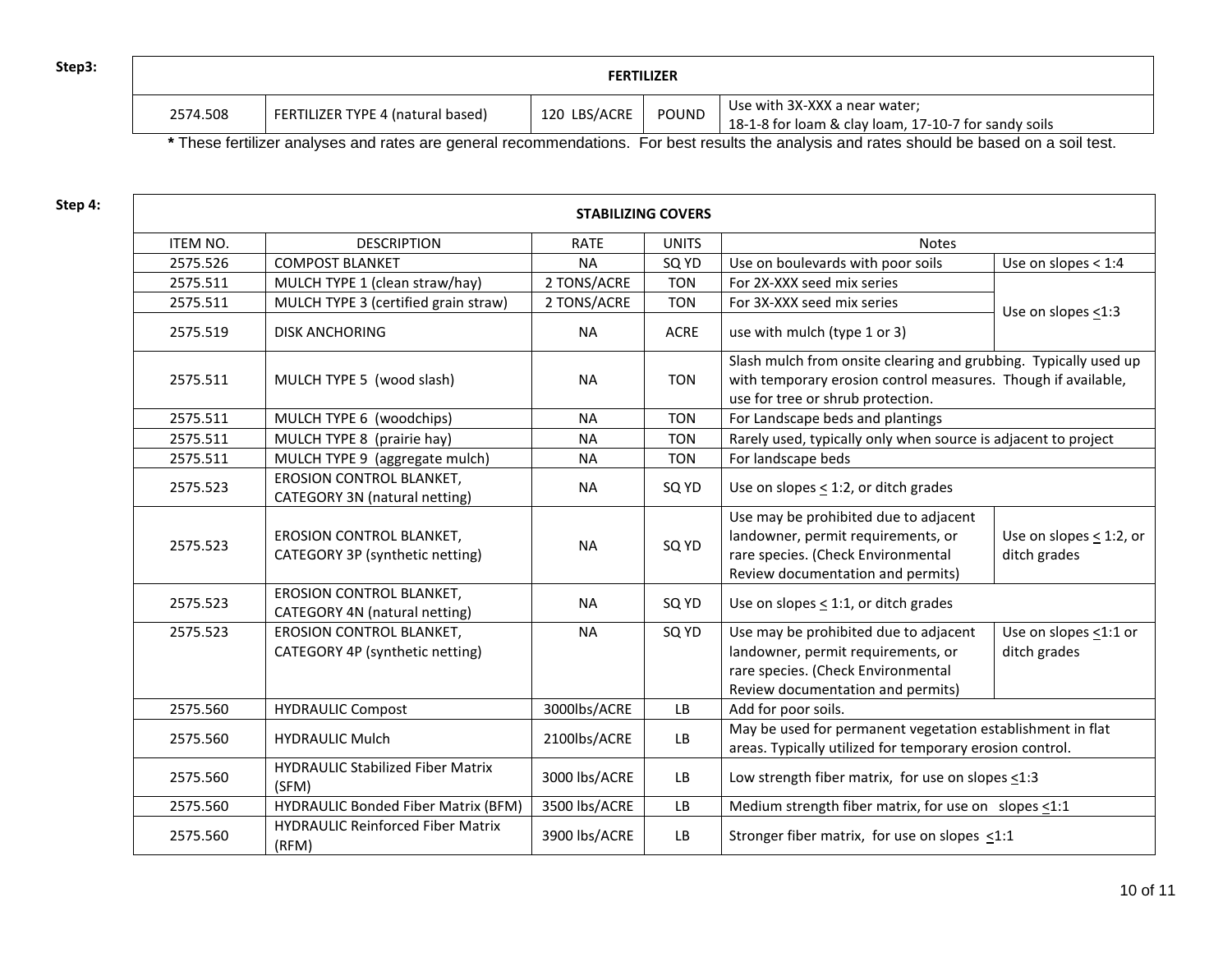**Step3:**

| FERTILIZER | | | | |
|---|---|---|---|---|
| 2574.508 | FERTILIZER TYPE 4 (natural based) | 120 LBS/ACRE | POUND | Use with 3X-XXX a near water; 18-1-8 for loam & clay loam, 17-10-7 for sandy soils |

**\*** These fertilizer analyses and rates are general recommendations. For best results the analysis and rates should be based on a soil test.

**Step 4:**

| STABILIZING COVERS | | | | | |
|---|---|---|---|---|---|
| ITEM NO. | DESCRIPTION | RATE | UNITS | Notes | |
| 2575.526 | COMPOST BLANKET | NA | SQ YD | Use on boulevards with poor soils | Use on slopes < 1:4 |
| 2575.511 | MULCH TYPE 1 (clean straw/hay) | 2 TONS/ACRE | TON | For 2X-XXX seed mix series | Use on slopes ≤1:3 |
| 2575.511 | MULCH TYPE 3 (certified grain straw) | 2 TONS/ACRE | TON | For 3X-XXX seed mix series | |
| 2575.519 | DISK ANCHORING | NA | ACRE | use with mulch (type 1 or 3) | |
| 2575.511 | MULCH TYPE 5 (wood slash) | NA | TON | Slash mulch from onsite clearing and grubbing. Typically used up with temporary erosion control measures. Though if available, use for tree or shrub protection. | |
| 2575.511 | MULCH TYPE 6 (woodchips) | NA | TON | For Landscape beds and plantings | |
| 2575.511 | MULCH TYPE 8 (prairie hay) | NA | TON | Rarely used, typically only when source is adjacent to project | |
| 2575.511 | MULCH TYPE 9 (aggregate mulch) | NA | TON | For landscape beds | |
| 2575.523 | EROSION CONTROL BLANKET, CATEGORY 3N (natural netting) | NA | SQ YD | Use on slopes ≤ 1:2, or ditch grades | |
| 2575.523 | EROSION CONTROL BLANKET, CATEGORY 3P (synthetic netting) | NA | SQ YD | Use may be prohibited due to adjacent landowner, permit requirements, or rare species. (Check Environmental Review documentation and permits) | Use on slopes ≤ 1:2, or ditch grades |
| 2575.523 | EROSION CONTROL BLANKET, CATEGORY 4N (natural netting) | NA | SQ YD | Use on slopes ≤ 1:1, or ditch grades | |
| 2575.523 | EROSION CONTROL BLANKET, CATEGORY 4P (synthetic netting) | NA | SQ YD | Use may be prohibited due to adjacent landowner, permit requirements, or rare species. (Check Environmental Review documentation and permits) | Use on slopes ≤1:1 or ditch grades |
| 2575.560 | HYDRAULIC Compost | 3000lbs/ACRE | LB | Add for poor soils. | |
| 2575.560 | HYDRAULIC Mulch | 2100lbs/ACRE | LB | May be used for permanent vegetation establishment in flat areas. Typically utilized for temporary erosion control. | |
| 2575.560 | HYDRAULIC Stabilized Fiber Matrix (SFM) | 3000 lbs/ACRE | LB | Low strength fiber matrix, for use on slopes ≤1:3 | |
| 2575.560 | HYDRAULIC Bonded Fiber Matrix (BFM) | 3500 lbs/ACRE | LB | Medium strength fiber matrix, for use on slopes ≤1:1 | |
| 2575.560 | HYDRAULIC Reinforced Fiber Matrix (RFM) | 3900 lbs/ACRE | LB | Stronger fiber matrix, for use on slopes ≤1:1 | |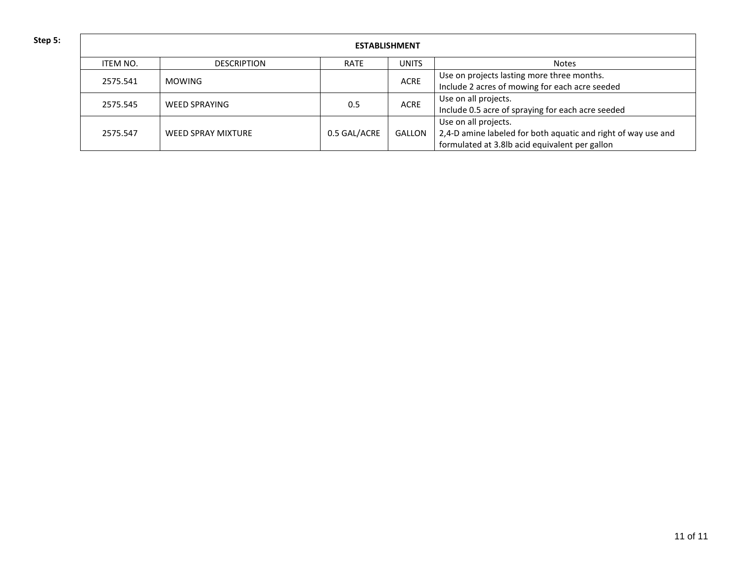**Step 5:**

| ESTABLISHMENT | | | | |
|---|---|---|---|---|
| ITEM NO. | DESCRIPTION | RATE | UNITS | Notes |
| 2575.541 | MOWING | | ACRE | Use on projects lasting more three months.<br>Include 2 acres of mowing for each acre seeded |
| 2575.545 | WEED SPRAYING | 0.5 | ACRE | Use on all projects.<br>Include 0.5 acre of spraying for each acre seeded |
| 2575.547 | WEED SPRAY MIXTURE | 0.5 GAL/ACRE | GALLON | Use on all projects.<br>2,4-D amine labeled for both aquatic and right of way use and formulated at 3.8lb acid equivalent per gallon |